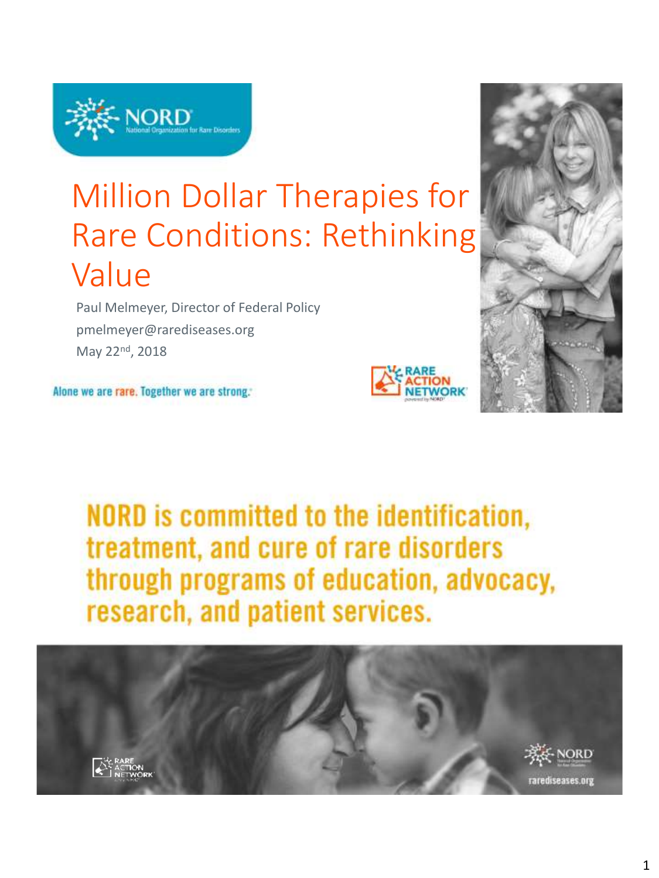# Million Dollar Therapies for Rare Conditions: Rethinking Value

Paul Melmeyer, Director of Federal Policy

pmelmeyer@rarediseases.org

May 22nd, 2018

Alone we are rare. Together we are strong.

NORD is committed to the identification, treatment, and cure of rare disorders through programs of education, advocacy, research, and patient services.

rarediseases.org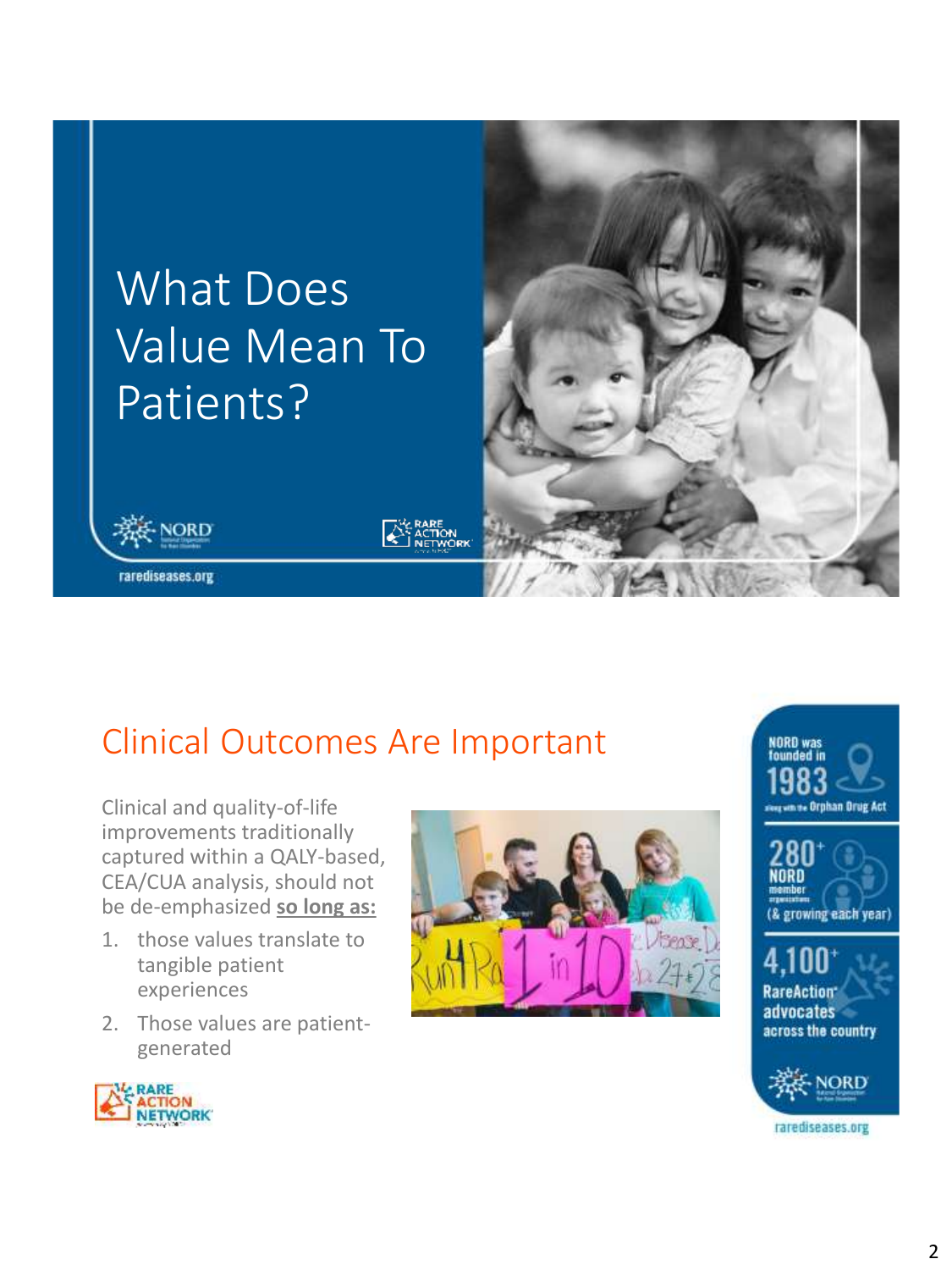# What Does Value Mean To Patients?

rarediseases.org

## Clinical Outcomes Are Important

Clinical and quality-of-life improvements traditionally captured within a QALY-based, CEA/CUA analysis, should not be de-emphasized **so long as:**

1. those values translate to tangible patient experiences
2. Those values are patient-generated

NORD was founded in 1983 along with the Orphan Drug Act

280+ NORD member organizations (& growing each year)

4,100+ RareAction advocates across the country

rarediseases.org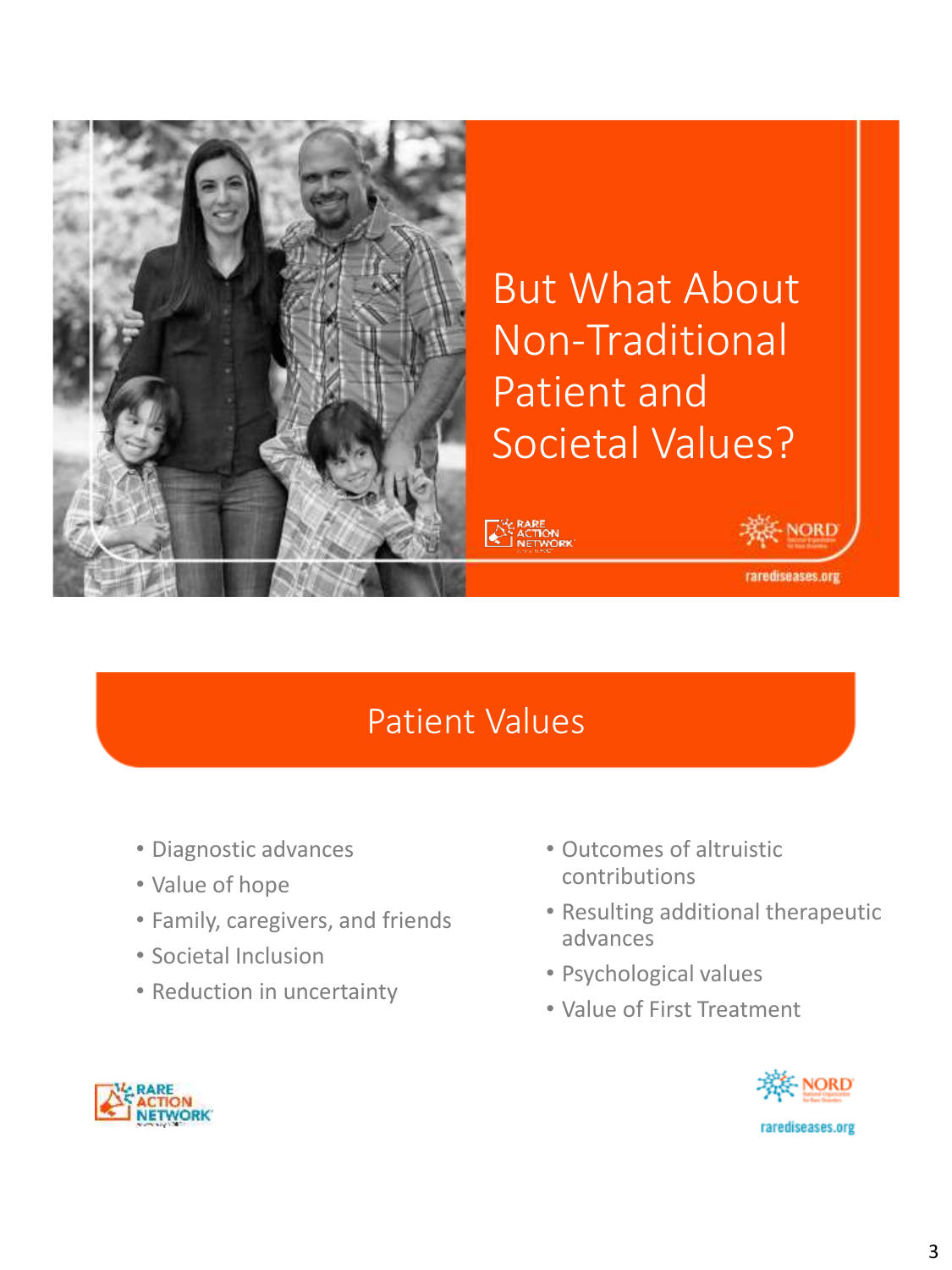# But What About Non-Traditional Patient and Societal Values?

RARE ACTION NETWORK

NORD

rarediseases.org

## Patient Values

- Diagnostic advances
- Value of hope
- Family, caregivers, and friends
- Societal Inclusion
- Reduction in uncertainty
- Outcomes of altruistic contributions
- Resulting additional therapeutic advances
- Psychological values
- Value of First Treatment

RARE ACTION NETWORK

NORD

rarediseases.org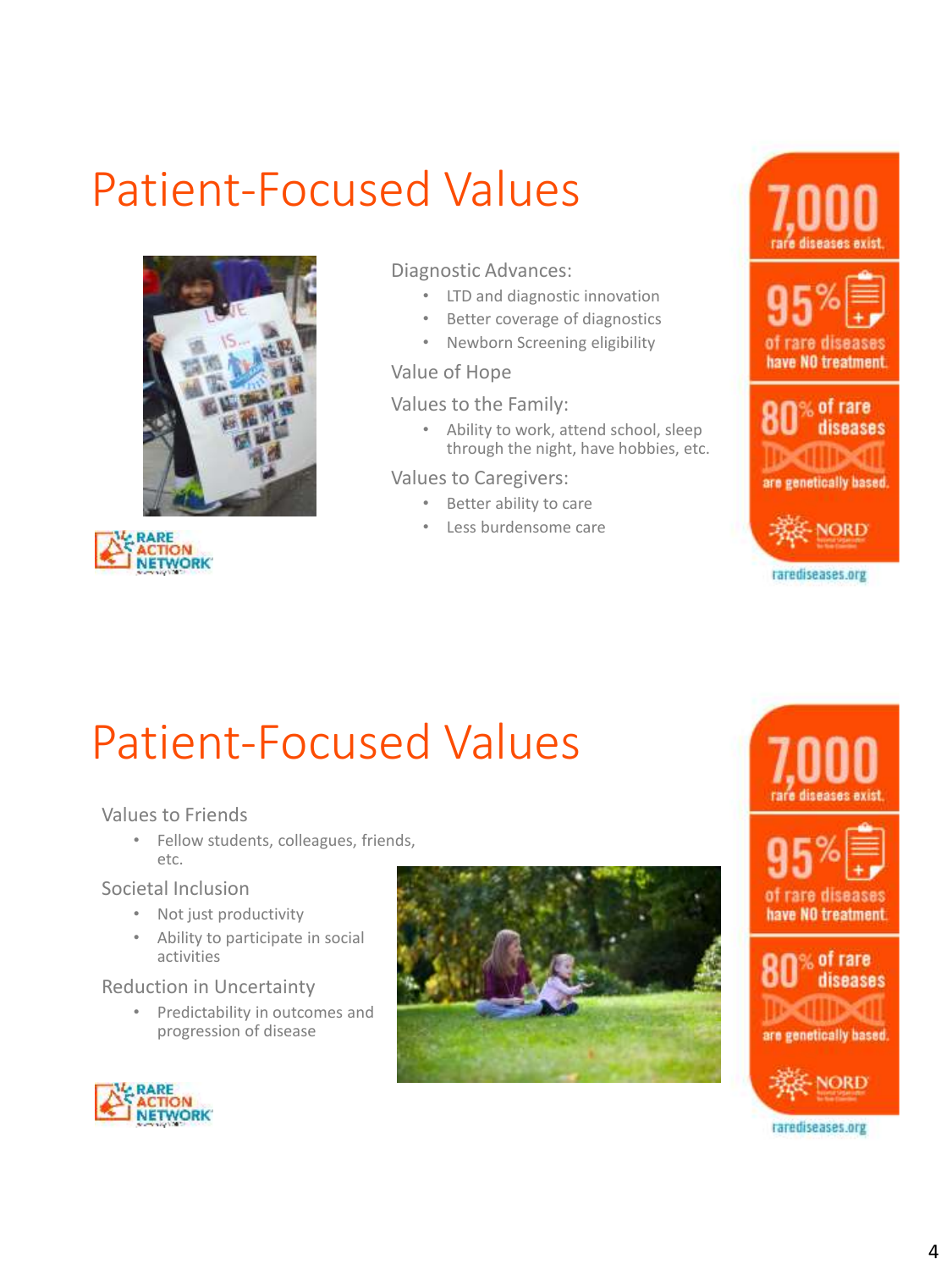# Patient-Focused Values

Diagnostic Advances:

- LTD and diagnostic innovation
- Better coverage of diagnostics
- Newborn Screening eligibility

Value of Hope

Values to the Family:

- Ability to work, attend school, sleep through the night, have hobbies, etc.

Values to Caregivers:

- Better ability to care
- Less burdensome care

7,000 rare diseases exist.

95% of rare diseases have NO treatment.

80% of rare diseases are genetically based.

NORD

rarediseases.org

# Patient-Focused Values

Values to Friends

- Fellow students, colleagues, friends, etc.

Societal Inclusion

- Not just productivity
- Ability to participate in social activities

Reduction in Uncertainty

- Predictability in outcomes and progression of disease

7,000 rare diseases exist.

95% of rare diseases have NO treatment.

80% of rare diseases are genetically based.

NORD

rarediseases.org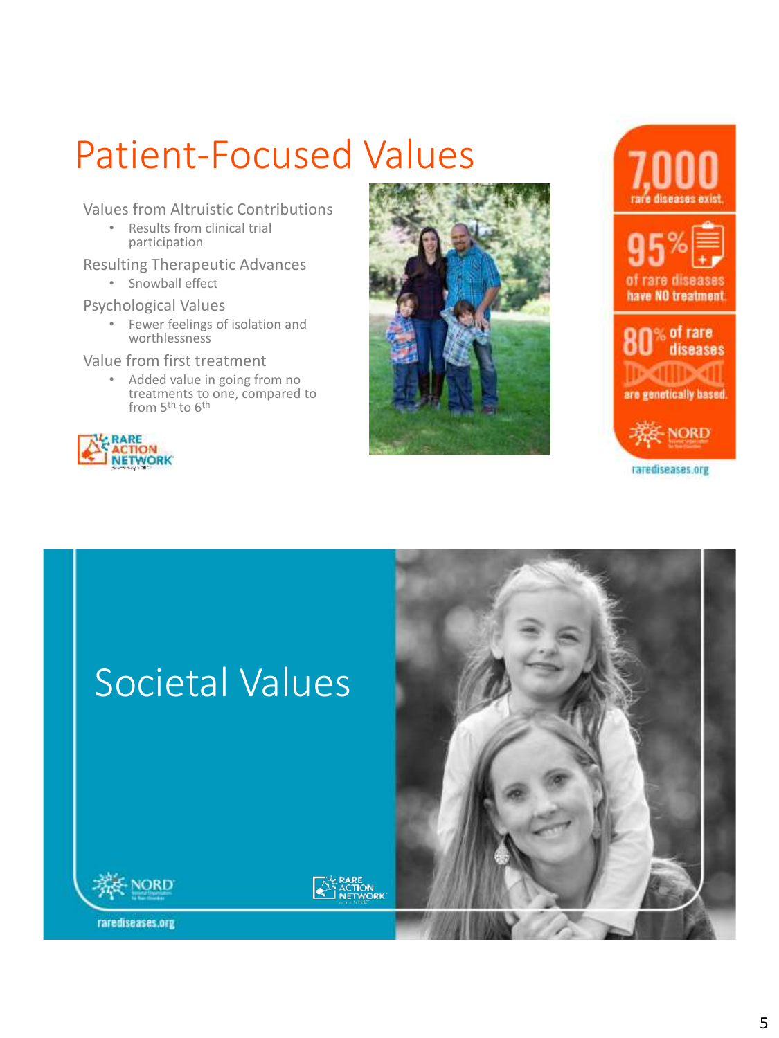# Patient-Focused Values

Values from Altruistic Contributions

- Results from clinical trial participation

Resulting Therapeutic Advances

- Snowball effect

Psychological Values

- Fewer feelings of isolation and worthlessness

Value from first treatment

- Added value in going from no treatments to one, compared to from 5th to 6th

RARE ACTION NETWORK

7,000 rare diseases exist.

95% of rare diseases have NO treatment.

80% of rare diseases are genetically based.

NORD

rarediseases.org

# Societal Values

NORD

RARE ACTION NETWORK

rarediseases.org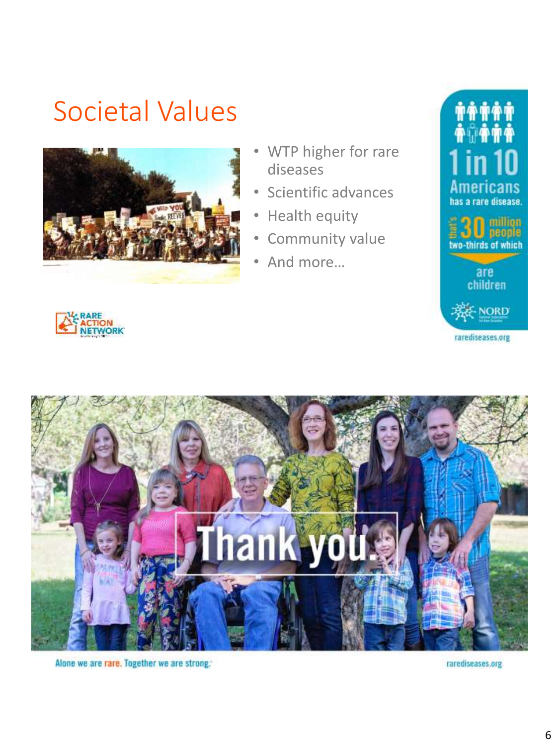# Societal Values

- WTP higher for rare diseases
- Scientific advances
- Health equity
- Community value
- And more…

1 in 10 Americans has a rare disease.

that's 30 million people two-thirds of which are children

NORD

rarediseases.org

RARE ACTION NETWORK

Thank you.

Alone we are rare. Together we are strong.

rarediseases.org